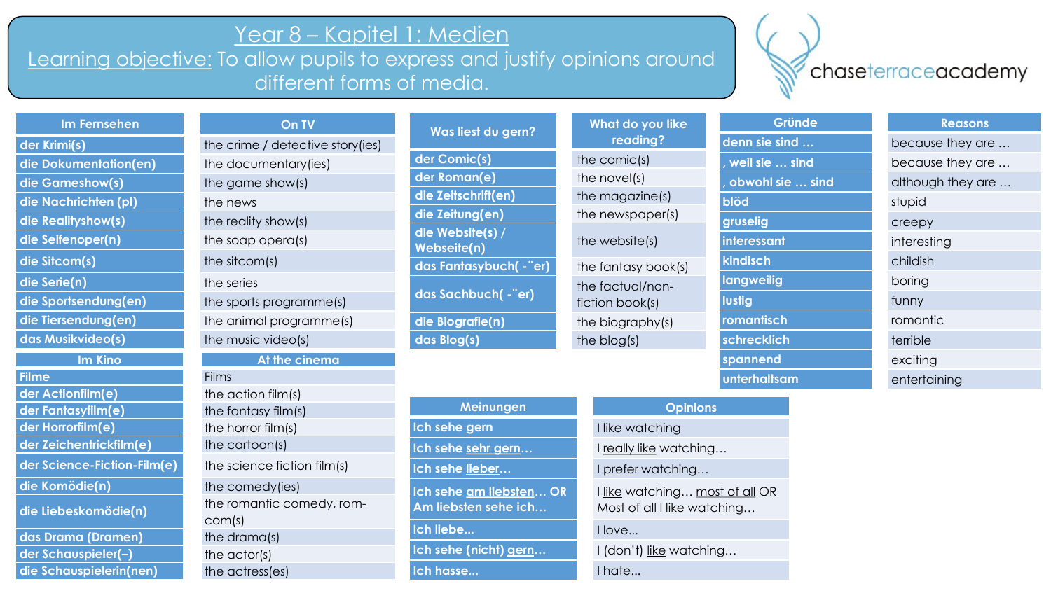# Year 8 – Kapitel 1: Medien

Learning objective: To allow pupils to express and justify opinions around different forms of media.

chaseterraceacademy

| Im Fernsehen | On TV |
|---|---|
| der Krimi(s) | the crime / detective story(ies) |
| die Dokumentation(en) | the documentary(ies) |
| die Gameshow(s) | the game show(s) |
| die Nachrichten (pl) | the news |
| die Realityshow(s) | the reality show(s) |
| die Seifenoper(n) | the soap opera(s) |
| die Sitcom(s) | the sitcom(s) |
| die Serie(n) | the series |
| die Sportsendung(en) | the sports programme(s) |
| die Tiersendung(en) | the animal programme(s) |
| das Musikvideo(s) | the music video(s) |

| Im Kino | At the cinema |
|---|---|
| Filme | Films |
| der Actionfilm(e) | the action film(s) |
| der Fantasyfilm(e) | the fantasy film(s) |
| der Horrorfilm(e) | the horror film(s) |
| der Zeichentrickfilm(e) | the cartoon(s) |
| der Science-Fiction-Film(e) | the science fiction film(s) |
| die Komödie(n) | the comedy(ies) |
| die Liebeskomödie(n) | the romantic comedy, rom-com(s) |
| das Drama (Dramen) | the drama(s) |
| der Schauspieler(–) | the actor(s) |
| die Schauspielerin(nen) | the actress(es) |

| Was liest du gern? | What do you like reading? |
|---|---|
| der Comic(s) | the comic(s) |
| der Roman(e) | the novel(s) |
| die Zeitschrift(en) | the magazine(s) |
| die Zeitung(en) | the newspaper(s) |
| die Website(s) / Webseite(n) | the website(s) |
| das Fantasybuch( -¨er) | the fantasy book(s) |
| das Sachbuch( -¨er) | the factual/non-fiction book(s) |
| die Biografie(n) | the biography(s) |
| das Blog(s) | the blog(s) |

| Gründe | Reasons |
|---|---|
| denn sie sind … | because they are … |
| , weil sie … sind | because they are … |
| , obwohl sie … sind | although they are … |
| blöd | stupid |
| gruselig | creepy |
| interessant | interesting |
| kindisch | childish |
| langweilig | boring |
| lustig | funny |
| romantisch | romantic |
| schrecklich | terrible |
| spannend | exciting |
| unterhaltsam | entertaining |

| Meinungen | Opinions |
|---|---|
| Ich sehe gern | I like watching |
| Ich sehe sehr gern… | I really like watching… |
| Ich sehe lieber… | I prefer watching… |
| Ich sehe am liebsten… OR Am liebsten sehe ich… | I like watching… most of all OR Most of all I like watching… |
| Ich liebe… | I love… |
| Ich sehe (nicht) gern… | I (don't) like watching… |
| Ich hasse… | I hate… |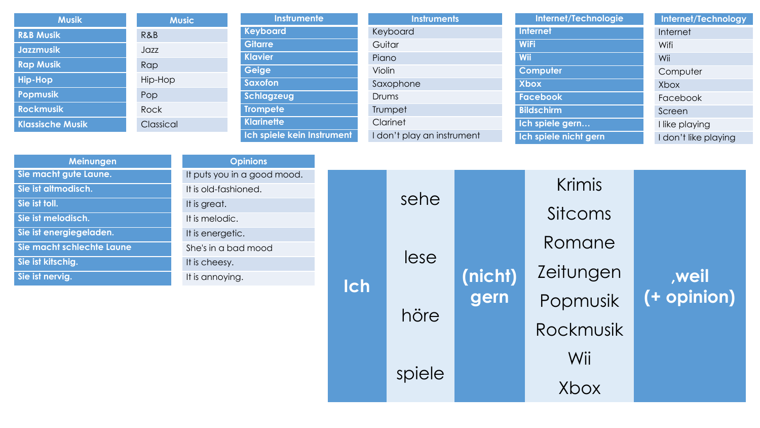| Musik | Music |
| --- | --- |
| R&B Musik | R&B |
| Jazzmusik | Jazz |
| Rap Musik | Rap |
| Hip-Hop | Hip-Hop |
| Popmusik | Pop |
| Rockmusik | Rock |
| Klassische Musik | Classical |

| Instrumente | Instruments |
| --- | --- |
| Keyboard | Keyboard |
| Gitarre | Guitar |
| Klavier | Piano |
| Geige | Violin |
| Saxofon | Saxophone |
| Schlagzeug | Drums |
| Trompete | Trumpet |
| Klarinette | Clarinet |
| Ich spiele kein Instrument | I don't play an instrument |

| Internet/Technologie | Internet/Technology |
| --- | --- |
| Internet | Internet |
| WiFi | Wifi |
| Wii | Wii |
| Computer | Computer |
| Xbox | Xbox |
| Facebook | Facebook |
| Bildschirm | Screen |
| Ich spiele gern… | I like playing |
| Ich spiele nicht gern | I don't like playing |

| Meinungen | Opinions |
| --- | --- |
| Sie macht gute Laune. | It puts you in a good mood. |
| Sie ist altmodisch. | It is old-fashioned. |
| Sie ist toll. | It is great. |
| Sie ist melodisch. | It is melodic. |
| Sie ist energiegeladen. | It is energetic. |
| Sie macht schlechte Laune | She's in a bad mood |
| Sie ist kitschig. | It is cheesy. |
| Sie ist nervig. | It is annoying. |

| | | | | |
| --- | --- | --- | --- | --- |
| Ich | sehe<br>lese<br>höre<br>spiele | (nicht) gern | Krimis<br>Sitcoms<br>Romane<br>Zeitungen<br>Popmusik<br>Rockmusik<br>Wii<br>Xbox | ,weil (+ opinion) |